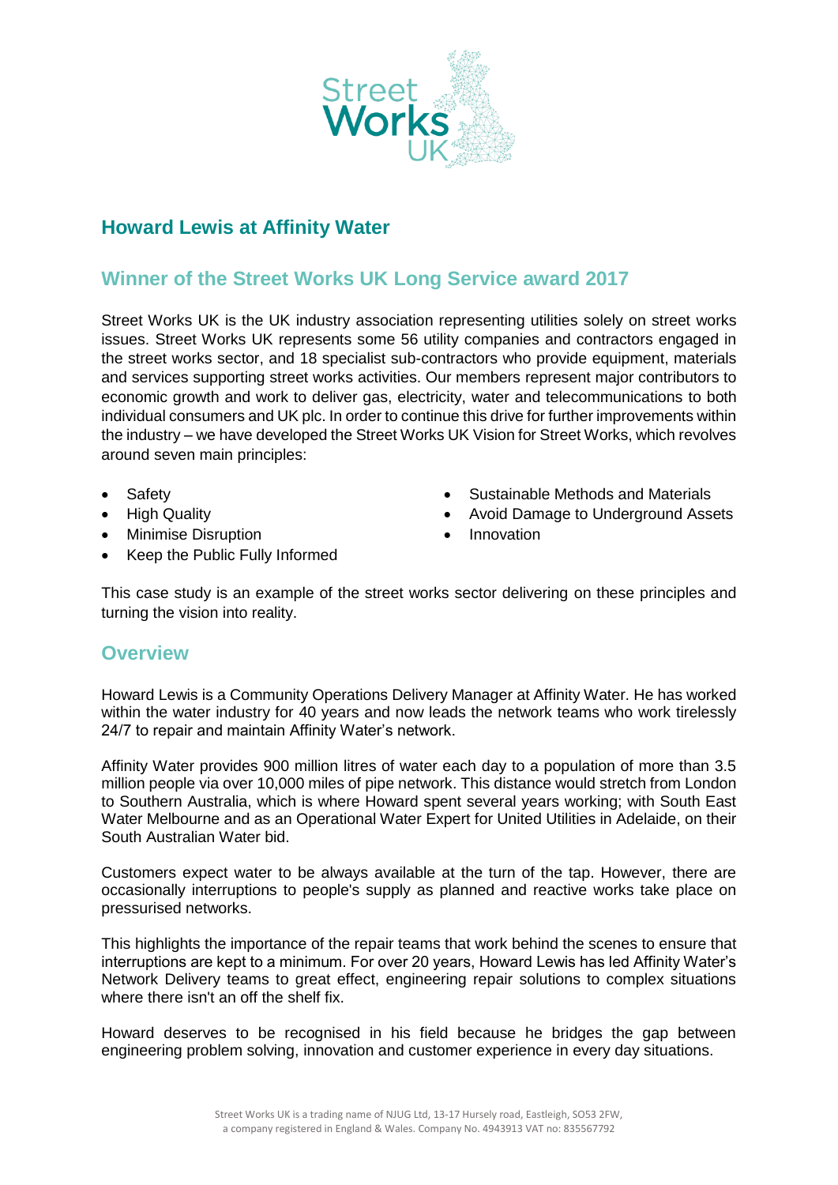# Howard Lewis at Affinity Water

## Winner of the Street Works UK Long Service award 2017

Street Works UK is the UK industry association representing utilities solely on street works issues. Street Works UK represents some 56 utility companies and contractors engaged in the street works sector, and 18 specialist sub-contractors who provide equipment, materials and services supporting street works activities. Our members represent major contributors to economic growth and work to deliver gas, electricity, water and telecommunications to both individual consumers and UK plc. In order to continue this drive for further improvements within the industry – we have developed the Street Works UK Vision for Street Works, which revolves around seven main principles:

- Safety
- High Quality
- Minimise Disruption
- Keep the Public Fully Informed
- Sustainable Methods and Materials
- Avoid Damage to Underground Assets
- Innovation

This case study is an example of the street works sector delivering on these principles and turning the vision into reality.

## Overview

Howard Lewis is a Community Operations Delivery Manager at Affinity Water. He has worked within the water industry for 40 years and now leads the network teams who work tirelessly 24/7 to repair and maintain Affinity Water's network.

Affinity Water provides 900 million litres of water each day to a population of more than 3.5 million people via over 10,000 miles of pipe network. This distance would stretch from London to Southern Australia, which is where Howard spent several years working; with South East Water Melbourne and as an Operational Water Expert for United Utilities in Adelaide, on their South Australian Water bid.

Customers expect water to be always available at the turn of the tap. However, there are occasionally interruptions to people's supply as planned and reactive works take place on pressurised networks.

This highlights the importance of the repair teams that work behind the scenes to ensure that interruptions are kept to a minimum. For over 20 years, Howard Lewis has led Affinity Water's Network Delivery teams to great effect, engineering repair solutions to complex situations where there isn't an off the shelf fix.

Howard deserves to be recognised in his field because he bridges the gap between engineering problem solving, innovation and customer experience in every day situations.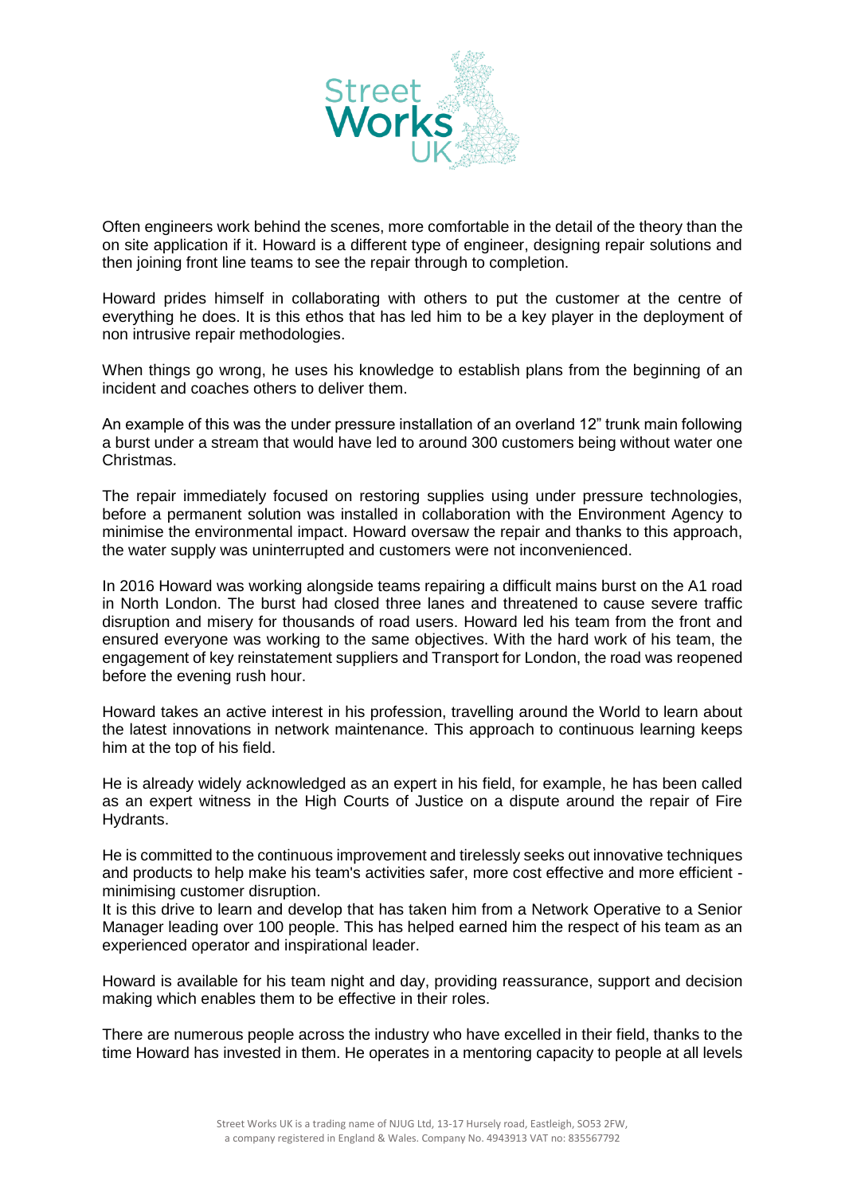Often engineers work behind the scenes, more comfortable in the detail of the theory than the on site application if it. Howard is a different type of engineer, designing repair solutions and then joining front line teams to see the repair through to completion.

Howard prides himself in collaborating with others to put the customer at the centre of everything he does. It is this ethos that has led him to be a key player in the deployment of non intrusive repair methodologies.

When things go wrong, he uses his knowledge to establish plans from the beginning of an incident and coaches others to deliver them.

An example of this was the under pressure installation of an overland 12" trunk main following a burst under a stream that would have led to around 300 customers being without water one Christmas.

The repair immediately focused on restoring supplies using under pressure technologies, before a permanent solution was installed in collaboration with the Environment Agency to minimise the environmental impact. Howard oversaw the repair and thanks to this approach, the water supply was uninterrupted and customers were not inconvenienced.

In 2016 Howard was working alongside teams repairing a difficult mains burst on the A1 road in North London. The burst had closed three lanes and threatened to cause severe traffic disruption and misery for thousands of road users. Howard led his team from the front and ensured everyone was working to the same objectives. With the hard work of his team, the engagement of key reinstatement suppliers and Transport for London, the road was reopened before the evening rush hour.

Howard takes an active interest in his profession, travelling around the World to learn about the latest innovations in network maintenance. This approach to continuous learning keeps him at the top of his field.

He is already widely acknowledged as an expert in his field, for example, he has been called as an expert witness in the High Courts of Justice on a dispute around the repair of Fire Hydrants.

He is committed to the continuous improvement and tirelessly seeks out innovative techniques and products to help make his team's activities safer, more cost effective and more efficient - minimising customer disruption.
It is this drive to learn and develop that has taken him from a Network Operative to a Senior Manager leading over 100 people. This has helped earned him the respect of his team as an experienced operator and inspirational leader.

Howard is available for his team night and day, providing reassurance, support and decision making which enables them to be effective in their roles.

There are numerous people across the industry who have excelled in their field, thanks to the time Howard has invested in them. He operates in a mentoring capacity to people at all levels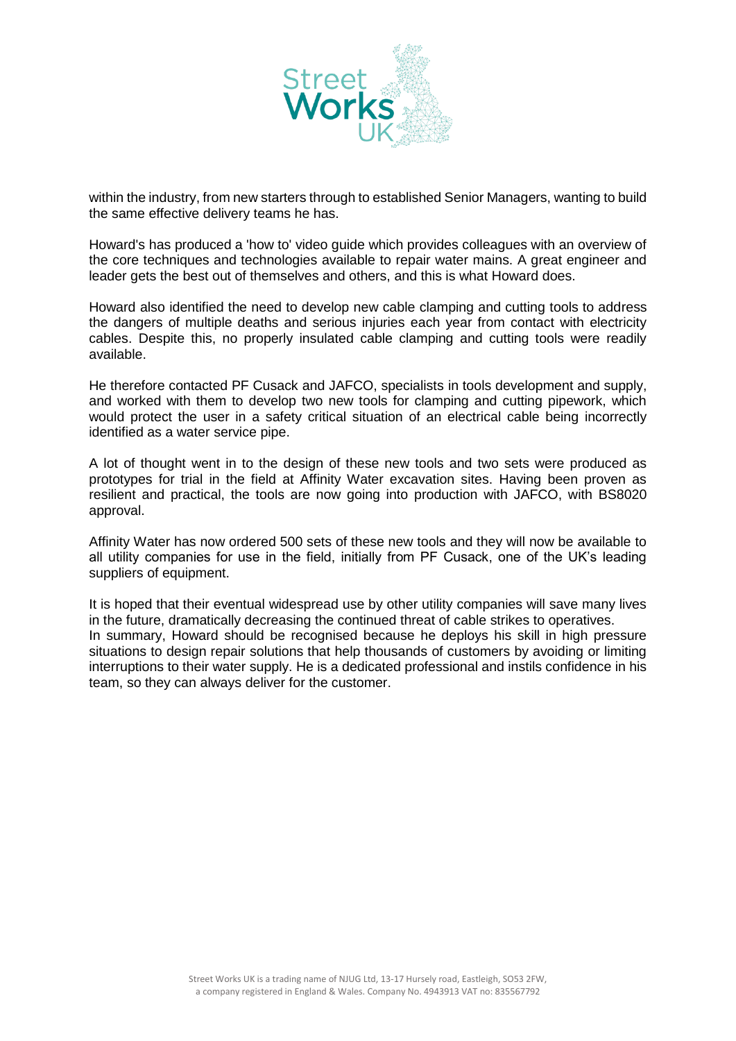within the industry, from new starters through to established Senior Managers, wanting to build the same effective delivery teams he has.

Howard's has produced a 'how to' video guide which provides colleagues with an overview of the core techniques and technologies available to repair water mains. A great engineer and leader gets the best out of themselves and others, and this is what Howard does.

Howard also identified the need to develop new cable clamping and cutting tools to address the dangers of multiple deaths and serious injuries each year from contact with electricity cables. Despite this, no properly insulated cable clamping and cutting tools were readily available.

He therefore contacted PF Cusack and JAFCO, specialists in tools development and supply, and worked with them to develop two new tools for clamping and cutting pipework, which would protect the user in a safety critical situation of an electrical cable being incorrectly identified as a water service pipe.

A lot of thought went in to the design of these new tools and two sets were produced as prototypes for trial in the field at Affinity Water excavation sites. Having been proven as resilient and practical, the tools are now going into production with JAFCO, with BS8020 approval.

Affinity Water has now ordered 500 sets of these new tools and they will now be available to all utility companies for use in the field, initially from PF Cusack, one of the UK's leading suppliers of equipment.

It is hoped that their eventual widespread use by other utility companies will save many lives in the future, dramatically decreasing the continued threat of cable strikes to operatives.
In summary, Howard should be recognised because he deploys his skill in high pressure situations to design repair solutions that help thousands of customers by avoiding or limiting interruptions to their water supply. He is a dedicated professional and instils confidence in his team, so they can always deliver for the customer.